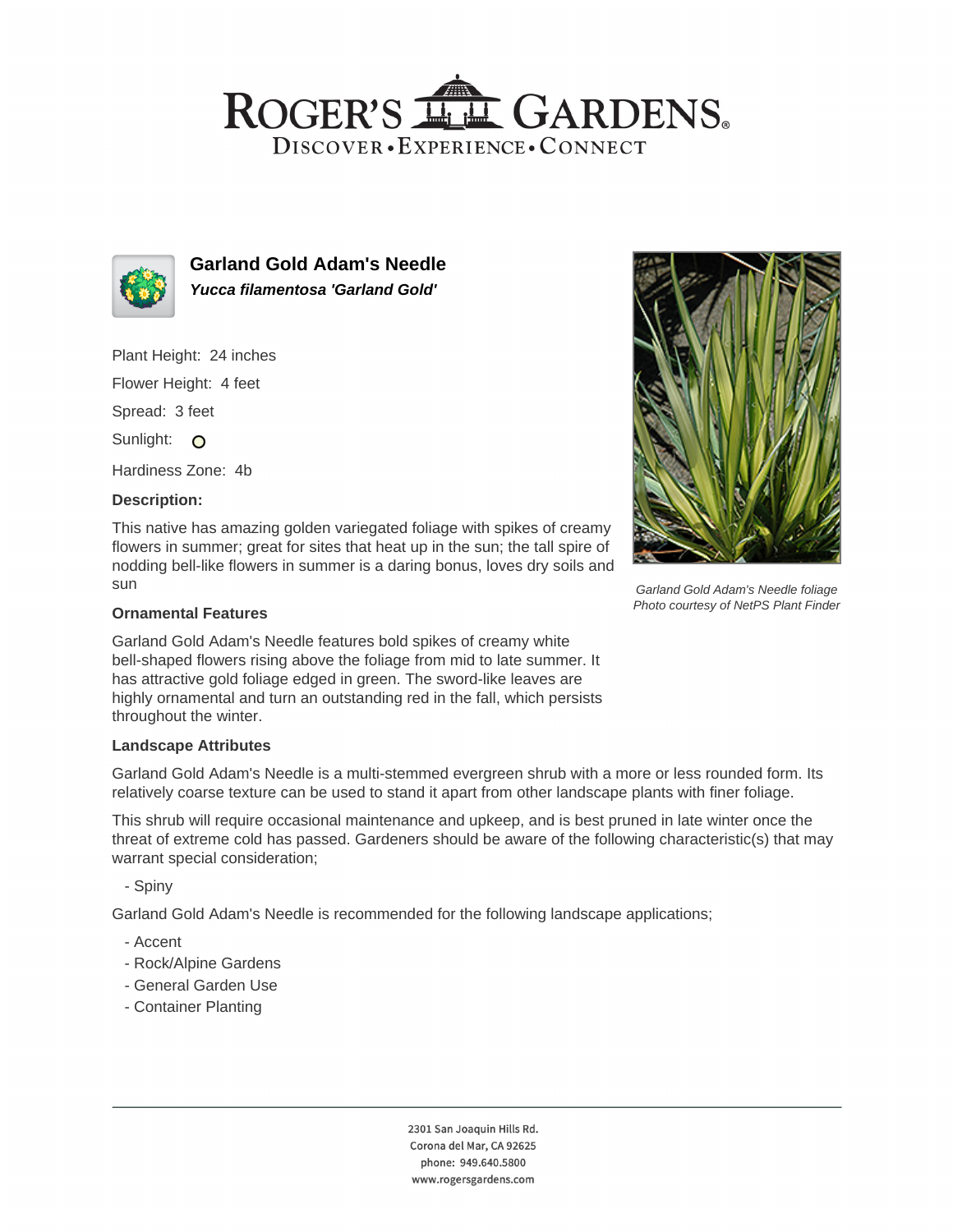# Garland Gold Adam's Needle

***Yucca filamentosa* 'Garland Gold'**

Plant Height: 24 inches

Flower Height: 4 feet

Spread: 3 feet

Sunlight:

Hardiness Zone: 4b

**Description:**

This native has amazing golden variegated foliage with spikes of creamy flowers in summer; great for sites that heat up in the sun; the tall spire of nodding bell-like flowers in summer is a daring bonus, loves dry soils and sun

*Garland Gold Adam's Needle foliage*
*Photo courtesy of NetPS Plant Finder*

### Ornamental Features

Garland Gold Adam's Needle features bold spikes of creamy white bell-shaped flowers rising above the foliage from mid to late summer. It has attractive gold foliage edged in green. The sword-like leaves are highly ornamental and turn an outstanding red in the fall, which persists throughout the winter.

### Landscape Attributes

Garland Gold Adam's Needle is a multi-stemmed evergreen shrub with a more or less rounded form. Its relatively coarse texture can be used to stand it apart from other landscape plants with finer foliage.

This shrub will require occasional maintenance and upkeep, and is best pruned in late winter once the threat of extreme cold has passed. Gardeners should be aware of the following characteristic(s) that may warrant special consideration;

- Spiny

Garland Gold Adam's Needle is recommended for the following landscape applications;

- Accent
- Rock/Alpine Gardens
- General Garden Use
- Container Planting

2301 San Joaquin Hills Rd.
Corona del Mar, CA 92625
phone: 949.640.5800
www.rogersgardens.com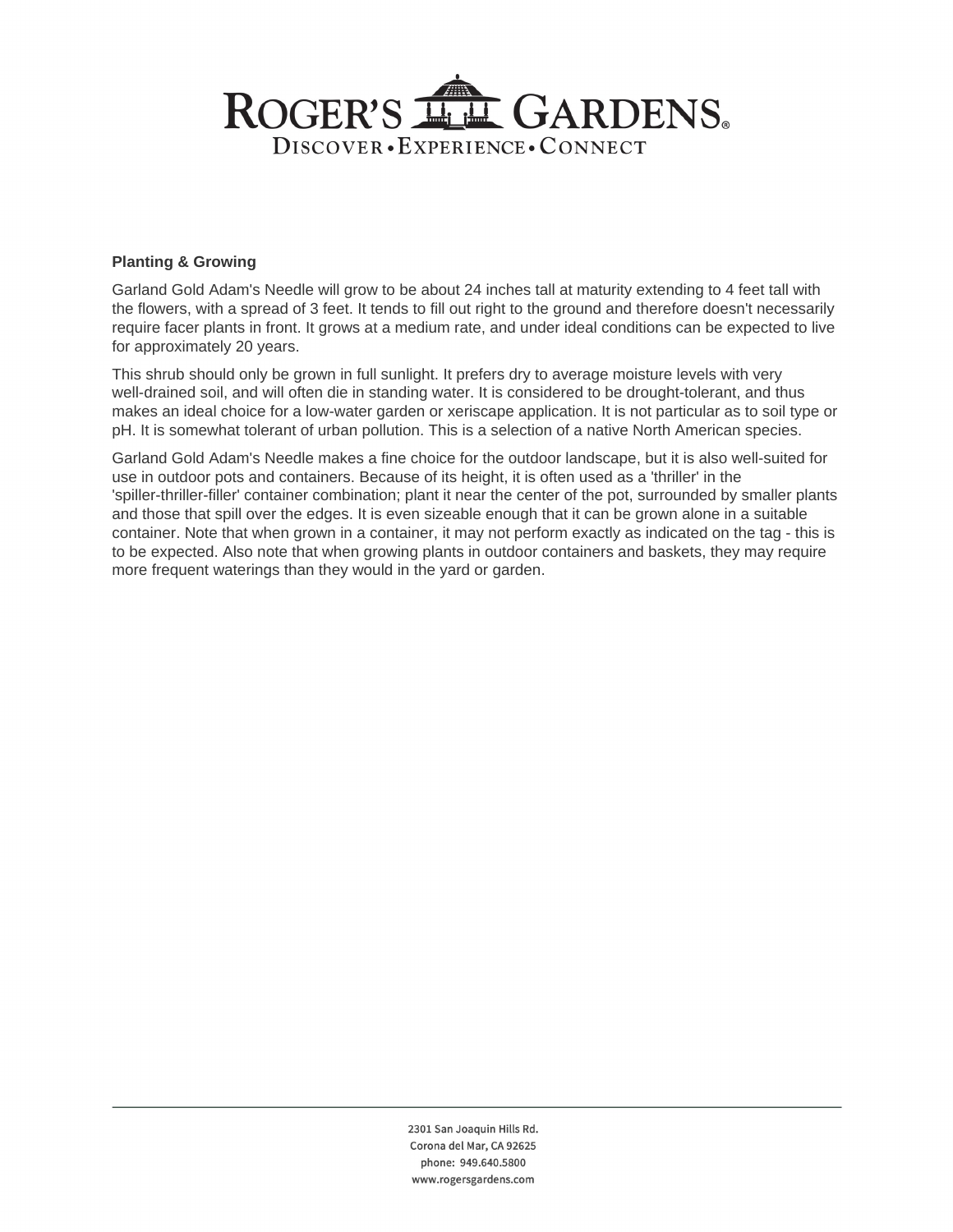**Planting & Growing**

Garland Gold Adam's Needle will grow to be about 24 inches tall at maturity extending to 4 feet tall with the flowers, with a spread of 3 feet. It tends to fill out right to the ground and therefore doesn't necessarily require facer plants in front. It grows at a medium rate, and under ideal conditions can be expected to live for approximately 20 years.

This shrub should only be grown in full sunlight. It prefers dry to average moisture levels with very well-drained soil, and will often die in standing water. It is considered to be drought-tolerant, and thus makes an ideal choice for a low-water garden or xeriscape application. It is not particular as to soil type or pH. It is somewhat tolerant of urban pollution. This is a selection of a native North American species.

Garland Gold Adam's Needle makes a fine choice for the outdoor landscape, but it is also well-suited for use in outdoor pots and containers. Because of its height, it is often used as a 'thriller' in the 'spiller-thriller-filler' container combination; plant it near the center of the pot, surrounded by smaller plants and those that spill over the edges. It is even sizeable enough that it can be grown alone in a suitable container. Note that when grown in a container, it may not perform exactly as indicated on the tag - this is to be expected. Also note that when growing plants in outdoor containers and baskets, they may require more frequent waterings than they would in the yard or garden.